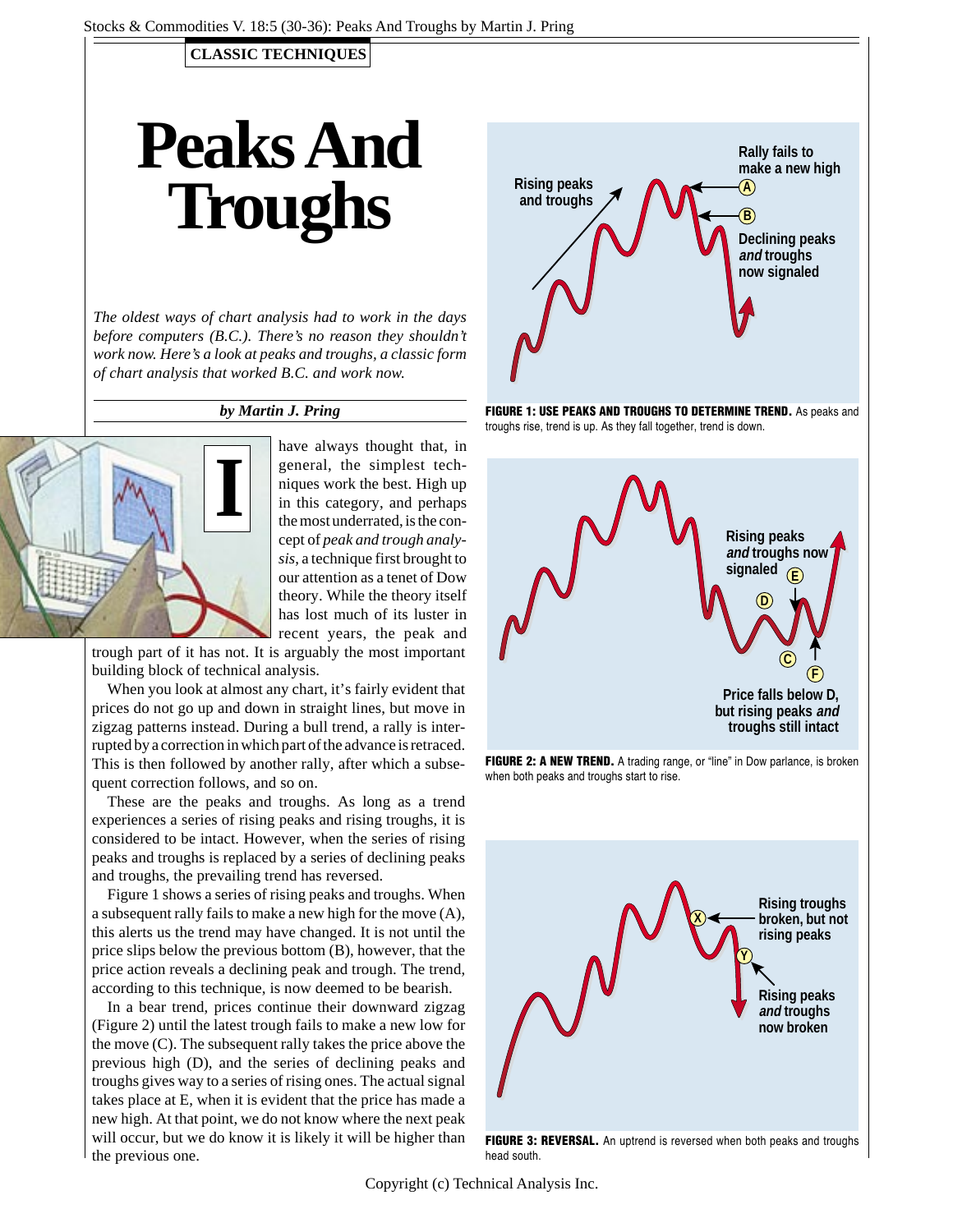CLASSIC TECHNIQUES

# Peaks And Troughs

*The oldest ways of chart analysis had to work in the days before computers (B.C.). There's no reason they shouldn't work now. Here's a look at peaks and troughs, a classic form of chart analysis that worked B.C. and work now.*

***by Martin J. Pring***

I have always thought that, in general, the simplest techniques work the best. High up in this category, and perhaps the most underrated, is the concept of *peak and trough analysis*, a technique first brought to our attention as a tenet of Dow theory. While the theory itself has lost much of its luster in recent years, the peak and trough part of it has not. It is arguably the most important building block of technical analysis.

When you look at almost any chart, it's fairly evident that prices do not go up and down in straight lines, but move in zigzag patterns instead. During a bull trend, a rally is interrupted by a correction in which part of the advance is retraced. This is then followed by another rally, after which a subsequent correction follows, and so on.

These are the peaks and troughs. As long as a trend experiences a series of rising peaks and rising troughs, it is considered to be intact. However, when the series of rising peaks and troughs is replaced by a series of declining peaks and troughs, the prevailing trend has reversed.

Figure 1 shows a series of rising peaks and troughs. When a subsequent rally fails to make a new high for the move (A), this alerts us the trend may have changed. It is not until the price slips below the previous bottom (B), however, that the price action reveals a declining peak and trough. The trend, according to this technique, is now deemed to be bearish.

In a bear trend, prices continue their downward zigzag (Figure 2) until the latest trough fails to make a new low for the move (C). The subsequent rally takes the price above the previous high (D), and the series of declining peaks and troughs gives way to a series of rising ones. The actual signal takes place at E, when it is evident that the price has made a new high. At that point, we do not know where the next peak will occur, but we do know it is likely it will be higher than the previous one.

**FIGURE 1: USE PEAKS AND TROUGHS TO DETERMINE TREND.** As peaks and troughs rise, trend is up. As they fall together, trend is down.

**FIGURE 2: A NEW TREND.** A trading range, or "line" in Dow parlance, is broken when both peaks and troughs start to rise.

**FIGURE 3: REVERSAL.** An uptrend is reversed when both peaks and troughs head south.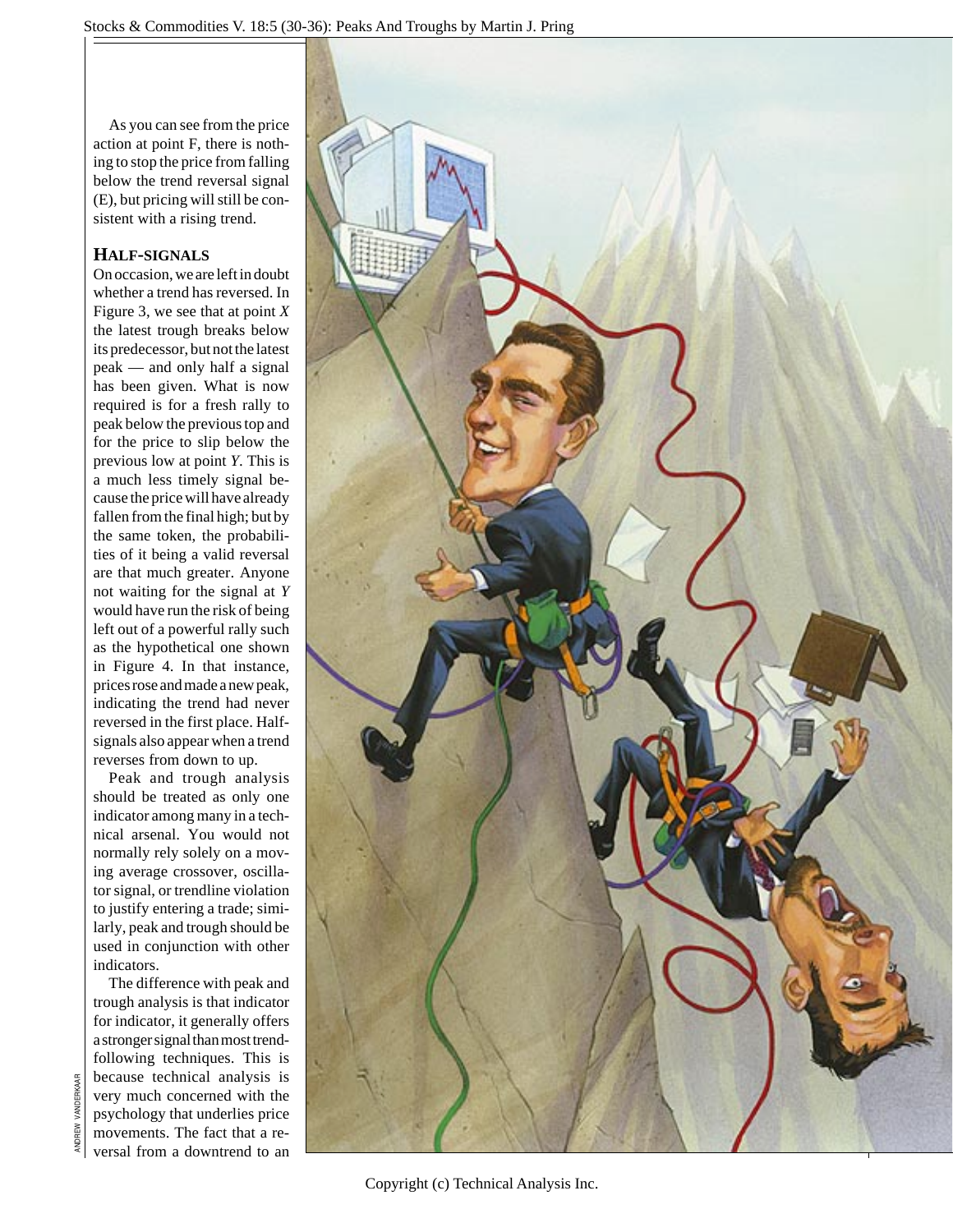As you can see from the price action at point F, there is nothing to stop the price from falling below the trend reversal signal (E), but pricing will still be consistent with a rising trend.

## HALF-SIGNALS

On occasion, we are left in doubt whether a trend has reversed. In Figure 3, we see that at point *X* the latest trough breaks below its predecessor, but not the latest peak — and only half a signal has been given. What is now required is for a fresh rally to peak below the previous top and for the price to slip below the previous low at point *Y*. This is a much less timely signal because the price will have already fallen from the final high; but by the same token, the probabilities of it being a valid reversal are that much greater. Anyone not waiting for the signal at *Y* would have run the risk of being left out of a powerful rally such as the hypothetical one shown in Figure 4. In that instance, prices rose and made a new peak, indicating the trend had never reversed in the first place. Half-signals also appear when a trend reverses from down to up.

Peak and trough analysis should be treated as only one indicator among many in a technical arsenal. You would not normally rely solely on a moving average crossover, oscillator signal, or trendline violation to justify entering a trade; similarly, peak and trough should be used in conjunction with other indicators.

The difference with peak and trough analysis is that indicator for indicator, it generally offers a stronger signal than most trend-following techniques. This is because technical analysis is very much concerned with the psychology that underlies price movements. The fact that a reversal from a downtrend to an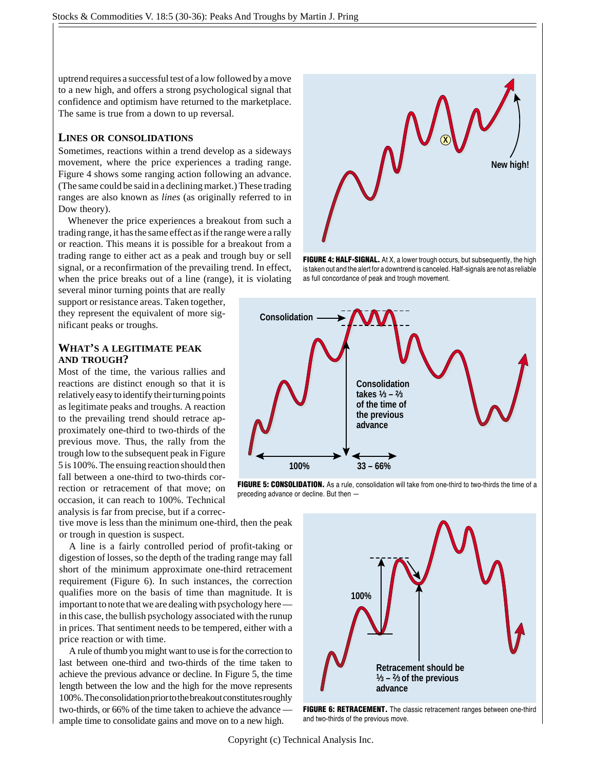uptrend requires a successful test of a low followed by a move to a new high, and offers a strong psychological signal that confidence and optimism have returned to the marketplace. The same is true from a down to up reversal.

### LINES OR CONSOLIDATIONS

Sometimes, reactions within a trend develop as a sideways movement, where the price experiences a trading range. Figure 4 shows some ranging action following an advance. (The same could be said in a declining market.) These trading ranges are also known as *lines* (as originally referred to in Dow theory).

Whenever the price experiences a breakout from such a trading range, it has the same effect as if the range were a rally or reaction. This means it is possible for a breakout from a trading range to either act as a peak and trough buy or sell signal, or a reconfirmation of the prevailing trend. In effect, when the price breaks out of a line (range), it is violating several minor turning points that are really support or resistance areas. Taken together, they represent the equivalent of more significant peaks or troughs.

**FIGURE 4: HALF-SIGNAL.** At X, a lower trough occurs, but subsequently, the high is taken out and the alert for a downtrend is canceled. Half-signals are not as reliable as full concordance of peak and trough movement.

### WHAT'S A LEGITIMATE PEAK AND TROUGH?

Most of the time, the various rallies and reactions are distinct enough so that it is relatively easy to identify their turning points as legitimate peaks and troughs. A reaction to the prevailing trend should retrace approximately one-third to two-thirds of the previous move. Thus, the rally from the trough low to the subsequent peak in Figure 5 is 100%. The ensuing reaction should then fall between a one-third to two-thirds correction or retracement of that move; on occasion, it can reach to 100%. Technical analysis is far from precise, but if a corrective move is less than the minimum one-third, then the peak or trough in question is suspect.

A line is a fairly controlled period of profit-taking or digestion of losses, so the depth of the trading range may fall short of the minimum approximate one-third retracement requirement (Figure 6). In such instances, the correction qualifies more on the basis of time than magnitude. It is important to note that we are dealing with psychology here — in this case, the bullish psychology associated with the runup in prices. That sentiment needs to be tempered, either with a price reaction or with time.

A rule of thumb you might want to use is for the correction to last between one-third and two-thirds of the time taken to achieve the previous advance or decline. In Figure 5, the time length between the low and the high for the move represents 100%. The consolidation prior to the breakout constitutes roughly two-thirds, or 66% of the time taken to achieve the advance — ample time to consolidate gains and move on to a new high.

**FIGURE 5: CONSOLIDATION.** As a rule, consolidation will take from one-third to two-thirds the time of a preceding advance or decline. But then —

**FIGURE 6: RETRACEMENT.** The classic retracement ranges between one-third and two-thirds of the previous move.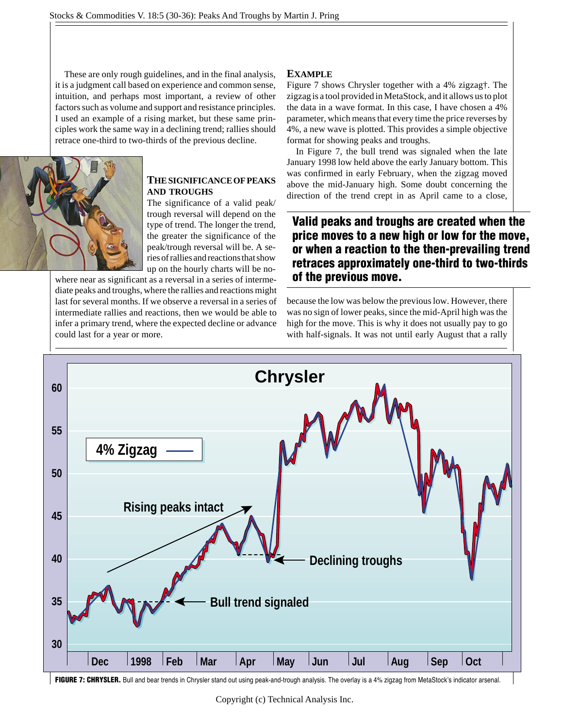These are only rough guidelines, and in the final analysis, it is a judgment call based on experience and common sense, intuition, and perhaps most important, a review of other factors such as volume and support and resistance principles. I used an example of a rising market, but these same principles work the same way in a declining trend; rallies should retrace one-third to two-thirds of the previous decline.

### THE SIGNIFICANCE OF PEAKS AND TROUGHS

The significance of a valid peak/trough reversal will depend on the type of trend. The longer the trend, the greater the significance of the peak/trough reversal will be. A series of rallies and reactions that show up on the hourly charts will be nowhere near as significant as a reversal in a series of intermediate peaks and troughs, where the rallies and reactions might last for several months. If we observe a reversal in a series of intermediate rallies and reactions, then we would be able to infer a primary trend, where the expected decline or advance could last for a year or more.

### EXAMPLE

Figure 7 shows Chrysler together with a 4% zigzag†. The zigzag is a tool provided in MetaStock, and it allows us to plot the data in a wave format. In this case, I have chosen a 4% parameter, which means that every time the price reverses by 4%, a new wave is plotted. This provides a simple objective format for showing peaks and troughs.

In Figure 7, the bull trend was signaled when the late January 1998 low held above the early January bottom. This was confirmed in early February, when the zigzag moved above the mid-January high. Some doubt concerning the direction of the trend crept in as April came to a close, because the low was below the previous low. However, there was no sign of lower peaks, since the mid-April high was the high for the move. This is why it does not usually pay to go with half-signals. It was not until early August that a rally

**Valid peaks and troughs are created when the price moves to a new high or low for the move, or when a reaction to the then-prevailing trend retraces approximately one-third to two-thirds of the previous move.**

**FIGURE 7: CHRYSLER.** Bull and bear trends in Chrysler stand out using peak-and-trough analysis. The overlay is a 4% zigzag from MetaStock's indicator arsenal.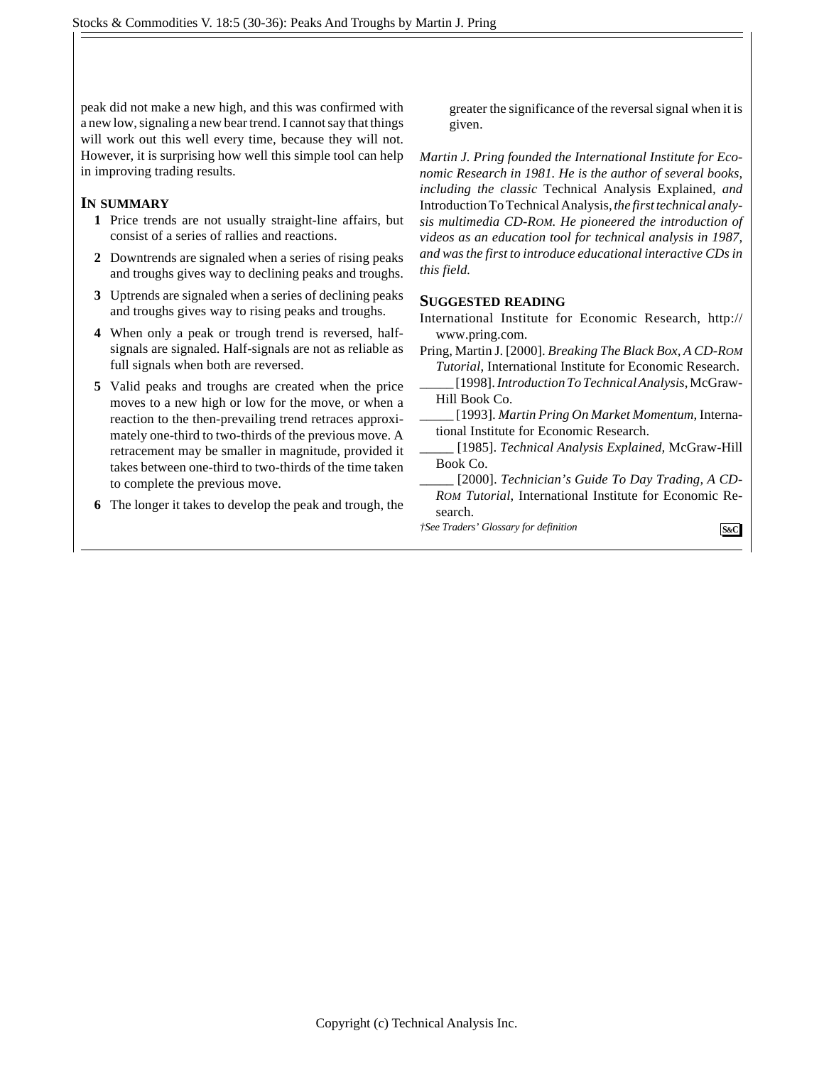peak did not make a new high, and this was confirmed with a new low, signaling a new bear trend. I cannot say that things will work out this well every time, because they will not. However, it is surprising how well this simple tool can help in improving trading results.

## IN SUMMARY

1. Price trends are not usually straight-line affairs, but consist of a series of rallies and reactions.
2. Downtrends are signaled when a series of rising peaks and troughs gives way to declining peaks and troughs.
3. Uptrends are signaled when a series of declining peaks and troughs gives way to rising peaks and troughs.
4. When only a peak or trough trend is reversed, half-signals are signaled. Half-signals are not as reliable as full signals when both are reversed.
5. Valid peaks and troughs are created when the price moves to a new high or low for the move, or when a reaction to the then-prevailing trend retraces approximately one-third to two-thirds of the previous move. A retracement may be smaller in magnitude, provided it takes between one-third to two-thirds of the time taken to complete the previous move.
6. The longer it takes to develop the peak and trough, the greater the significance of the reversal signal when it is given.

*Martin J. Pring founded the International Institute for Economic Research in 1981. He is the author of several books, including the classic* Technical Analysis Explained*, and* Introduction To Technical Analysis*, the first technical analysis multimedia CD-ROM. He pioneered the introduction of videos as an education tool for technical analysis in 1987, and was the first to introduce educational interactive CDs in this field.*

## SUGGESTED READING

International Institute for Economic Research, http://www.pring.com.

Pring, Martin J. [2000]. *Breaking The Black Box, A CD-ROM Tutorial*, International Institute for Economic Research.

_____ [1998]. *Introduction To Technical Analysis*, McGraw-Hill Book Co.

_____ [1993]. *Martin Pring On Market Momentum*, International Institute for Economic Research.

_____ [1985]. *Technical Analysis Explained*, McGraw-Hill Book Co.

_____ [2000]. *Technician's Guide To Day Trading, A CD-ROM Tutorial,* International Institute for Economic Research.

*†See Traders' Glossary for definition*